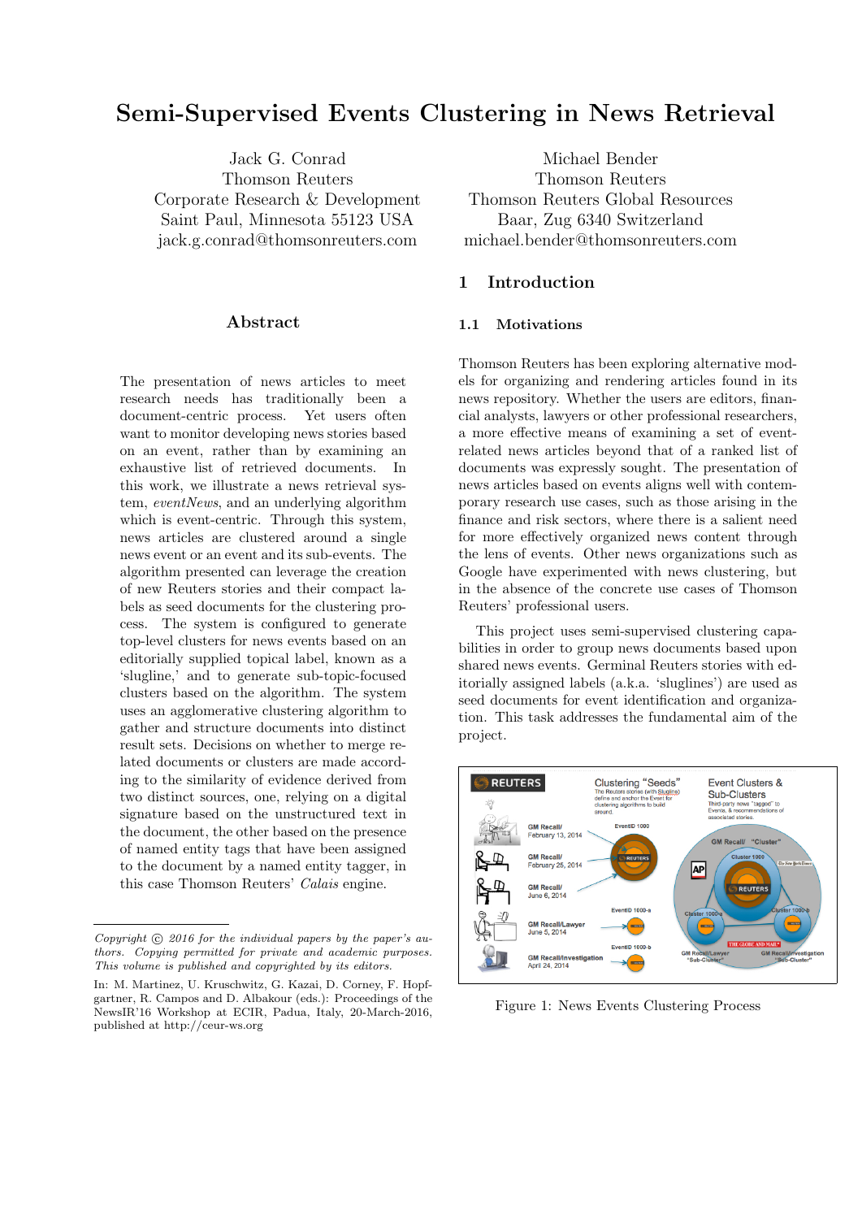# Semi-Supervised Events Clustering in News Retrieval

Jack G. Conrad
Thomson Reuters
Corporate Research & Development
Saint Paul, Minnesota 55123 USA
jack.g.conrad@thomsonreuters.com

Michael Bender
Thomson Reuters
Thomson Reuters Global Resources
Baar, Zug 6340 Switzerland
michael.bender@thomsonreuters.com

## Abstract

The presentation of news articles to meet research needs has traditionally been a document-centric process. Yet users often want to monitor developing news stories based on an event, rather than by examining an exhaustive list of retrieved documents. In this work, we illustrate a news retrieval system, *eventNews*, and an underlying algorithm which is event-centric. Through this system, news articles are clustered around a single news event or an event and its sub-events. The algorithm presented can leverage the creation of new Reuters stories and their compact labels as seed documents for the clustering process. The system is configured to generate top-level clusters for news events based on an editorially supplied topical label, known as a 'slugline,' and to generate sub-topic-focused clusters based on the algorithm. The system uses an agglomerative clustering algorithm to gather and structure documents into distinct result sets. Decisions on whether to merge related documents or clusters are made according to the similarity of evidence derived from two distinct sources, one, relying on a digital signature based on the unstructured text in the document, the other based on the presence of named entity tags that have been assigned to the document by a named entity tagger, in this case Thomson Reuters' *Calais* engine.

*Copyright © 2016 for the individual papers by the paper's authors. Copying permitted for private and academic purposes. This volume is published and copyrighted by its editors.*

In: M. Martinez, U. Kruschwitz, G. Kazai, D. Corney, F. Hopfgartner, R. Campos and D. Albakour (eds.): Proceedings of the NewsIR'16 Workshop at ECIR, Padua, Italy, 20-March-2016, published at http://ceur-ws.org

## 1 Introduction

### 1.1 Motivations

Thomson Reuters has been exploring alternative models for organizing and rendering articles found in its news repository. Whether the users are editors, financial analysts, lawyers or other professional researchers, a more effective means of examining a set of event-related news articles beyond that of a ranked list of documents was expressly sought. The presentation of news articles based on events aligns well with contemporary research use cases, such as those arising in the finance and risk sectors, where there is a salient need for more effectively organized news content through the lens of events. Other news organizations such as Google have experimented with news clustering, but in the absence of the concrete use cases of Thomson Reuters' professional users.

This project uses semi-supervised clustering capabilities in order to group news documents based upon shared news events. Germinal Reuters stories with editorially assigned labels (a.k.a. 'sluglines') are used as seed documents for event identification and organization. This task addresses the fundamental aim of the project.

Figure 1: News Events Clustering Process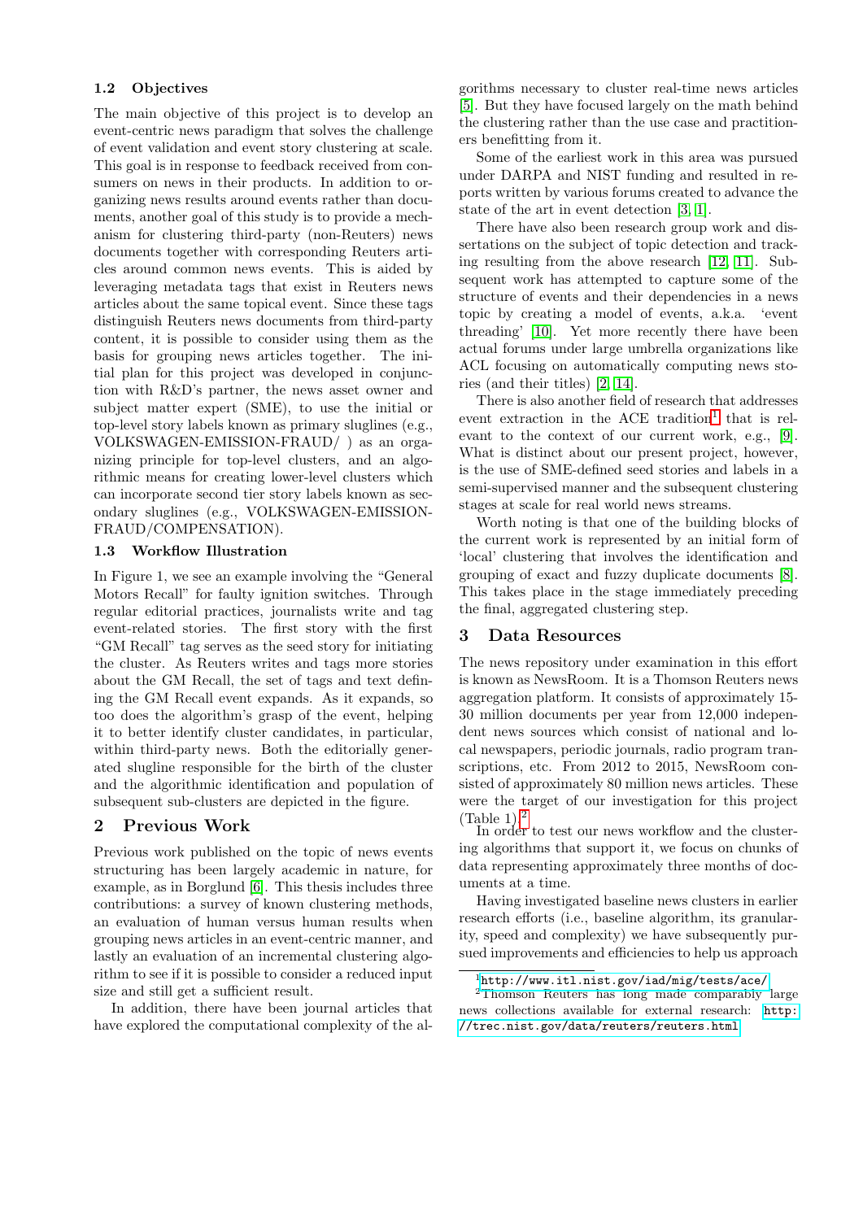### 1.2 Objectives

The main objective of this project is to develop an event-centric news paradigm that solves the challenge of event validation and event story clustering at scale. This goal is in response to feedback received from consumers on news in their products. In addition to organizing news results around events rather than documents, another goal of this study is to provide a mechanism for clustering third-party (non-Reuters) news documents together with corresponding Reuters articles around common news events. This is aided by leveraging metadata tags that exist in Reuters news articles about the same topical event. Since these tags distinguish Reuters news documents from third-party content, it is possible to consider using them as the basis for grouping news articles together. The initial plan for this project was developed in conjunction with R&D's partner, the news asset owner and subject matter expert (SME), to use the initial or top-level story labels known as primary sluglines (e.g., VOLKSWAGEN-EMISSION-FRAUD/ ) as an organizing principle for top-level clusters, and an algorithmic means for creating lower-level clusters which can incorporate second tier story labels known as secondary sluglines (e.g., VOLKSWAGEN-EMISSION-FRAUD/COMPENSATION).

### 1.3 Workflow Illustration

In Figure 1, we see an example involving the "General Motors Recall" for faulty ignition switches. Through regular editorial practices, journalists write and tag event-related stories. The first story with the first "GM Recall" tag serves as the seed story for initiating the cluster. As Reuters writes and tags more stories about the GM Recall, the set of tags and text defining the GM Recall event expands. As it expands, so too does the algorithm's grasp of the event, helping it to better identify cluster candidates, in particular, within third-party news. Both the editorially generated slugline responsible for the birth of the cluster and the algorithmic identification and population of subsequent sub-clusters are depicted in the figure.

## 2 Previous Work

Previous work published on the topic of news events structuring has been largely academic in nature, for example, as in Borglund [6]. This thesis includes three contributions: a survey of known clustering methods, an evaluation of human versus human results when grouping news articles in an event-centric manner, and lastly an evaluation of an incremental clustering algorithm to see if it is possible to consider a reduced input size and still get a sufficient result.

In addition, there have been journal articles that have explored the computational complexity of the algorithms necessary to cluster real-time news articles [5]. But they have focused largely on the math behind the clustering rather than the use case and practitioners benefitting from it.

Some of the earliest work in this area was pursued under DARPA and NIST funding and resulted in reports written by various forums created to advance the state of the art in event detection [3, 1].

There have also been research group work and dissertations on the subject of topic detection and tracking resulting from the above research [12, 11]. Subsequent work has attempted to capture some of the structure of events and their dependencies in a news topic by creating a model of events, a.k.a. 'event threading' [10]. Yet more recently there have been actual forums under large umbrella organizations like ACL focusing on automatically computing news stories (and their titles) [2, 14].

There is also another field of research that addresses event extraction in the ACE tradition[1] that is relevant to the context of our current work, e.g., [9]. What is distinct about our present project, however, is the use of SME-defined seed stories and labels in a semi-supervised manner and the subsequent clustering stages at scale for real world news streams.

Worth noting is that one of the building blocks of the current work is represented by an initial form of 'local' clustering that involves the identification and grouping of exact and fuzzy duplicate documents [8]. This takes place in the stage immediately preceding the final, aggregated clustering step.

## 3 Data Resources

The news repository under examination in this effort is known as NewsRoom. It is a Thomson Reuters news aggregation platform. It consists of approximately 15-30 million documents per year from 12,000 independent news sources which consist of national and local newspapers, periodic journals, radio program transcriptions, etc. From 2012 to 2015, NewsRoom consisted of approximately 80 million news articles. These were the target of our investigation for this project (Table 1).[2]

In order to test our news workflow and the clustering algorithms that support it, we focus on chunks of data representing approximately three months of documents at a time.

Having investigated baseline news clusters in earlier research efforts (i.e., baseline algorithm, its granularity, speed and complexity) we have subsequently pursued improvements and efficiencies to help us approach

---

[1] http://www.itl.nist.gov/iad/mig/tests/ace/

[2] Thomson Reuters has long made comparably large news collections available for external research: http://trec.nist.gov/data/reuters/reuters.html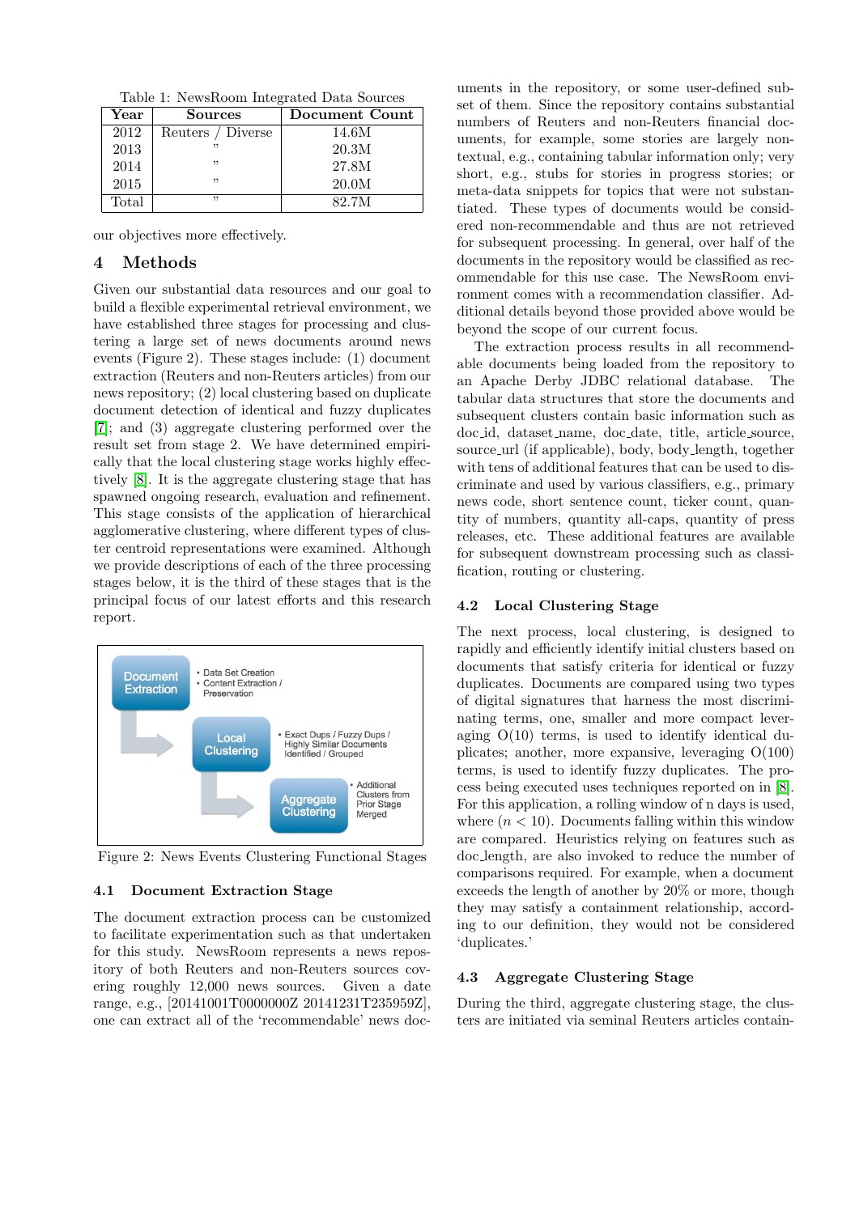Table 1: NewsRoom Integrated Data Sources

| Year | Sources | Document Count |
|---|---|---|
| 2012 | Reuters / Diverse | 14.6M |
| 2013 | " | 20.3M |
| 2014 | " | 27.8M |
| 2015 | " | 20.0M |
| Total | " | 82.7M |

our objectives more effectively.

## 4 Methods

Given our substantial data resources and our goal to build a flexible experimental retrieval environment, we have established three stages for processing and clustering a large set of news documents around news events (Figure 2). These stages include: (1) document extraction (Reuters and non-Reuters articles) from our news repository; (2) local clustering based on duplicate document detection of identical and fuzzy duplicates [7]; and (3) aggregate clustering performed over the result set from stage 2. We have determined empirically that the local clustering stage works highly effectively [8]. It is the aggregate clustering stage that has spawned ongoing research, evaluation and refinement. This stage consists of the application of hierarchical agglomerative clustering, where different types of cluster centroid representations were examined. Although we provide descriptions of each of the three processing stages below, it is the third of these stages that is the principal focus of our latest efforts and this research report.

Document Extraction
- Data Set Creation
- Content Extraction / Preservation

Local Clustering
- Exact Dups / Fuzzy Dups / Highly Similar Documents Identified / Grouped

Aggregate Clustering
- Additional Clusters from Prior Stage Merged

Figure 2: News Events Clustering Functional Stages

### 4.1 Document Extraction Stage

The document extraction process can be customized to facilitate experimentation such as that undertaken for this study. NewsRoom represents a news repository of both Reuters and non-Reuters sources covering roughly 12,000 news sources. Given a date range, e.g., [20141001T0000000Z 20141231T235959Z], one can extract all of the 'recommendable' news documents in the repository, or some user-defined subset of them. Since the repository contains substantial numbers of Reuters and non-Reuters financial documents, for example, some stories are largely non-textual, e.g., containing tabular information only; very short, e.g., stubs for stories in progress stories; or meta-data snippets for topics that were not substantiated. These types of documents would be considered non-recommendable and thus are not retrieved for subsequent processing. In general, over half of the documents in the repository would be classified as recommendable for this use case. The NewsRoom environment comes with a recommendation classifier. Additional details beyond those provided above would be beyond the scope of our current focus.

The extraction process results in all recommendable documents being loaded from the repository to an Apache Derby JDBC relational database. The tabular data structures that store the documents and subsequent clusters contain basic information such as doc_id, dataset_name, doc_date, title, article_source, source_url (if applicable), body, body_length, together with tens of additional features that can be used to discriminate and used by various classifiers, e.g., primary news code, short sentence count, ticker count, quantity of numbers, quantity all-caps, quantity of press releases, etc. These additional features are available for subsequent downstream processing such as classification, routing or clustering.

### 4.2 Local Clustering Stage

The next process, local clustering, is designed to rapidly and efficiently identify initial clusters based on documents that satisfy criteria for identical or fuzzy duplicates. Documents are compared using two types of digital signatures that harness the most discriminating terms, one, smaller and more compact leveraging O(10) terms, is used to identify identical duplicates; another, more expansive, leveraging O(100) terms, is used to identify fuzzy duplicates. The process being executed uses techniques reported on in [8]. For this application, a rolling window of n days is used, where ($n < 10$). Documents falling within this window are compared. Heuristics relying on features such as doc_length, are also invoked to reduce the number of comparisons required. For example, when a document exceeds the length of another by 20% or more, though they may satisfy a containment relationship, according to our definition, they would not be considered 'duplicates.'

### 4.3 Aggregate Clustering Stage

During the third, aggregate clustering stage, the clusters are initiated via seminal Reuters articles contain-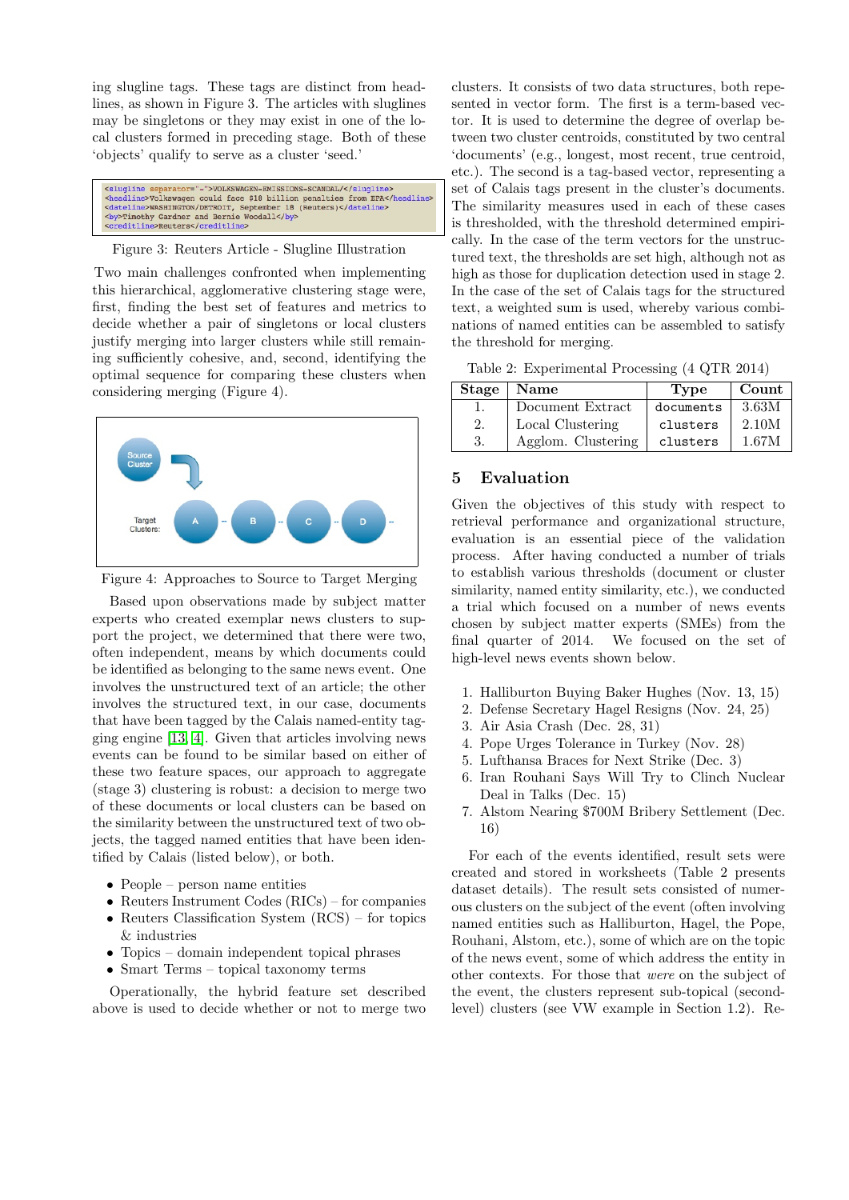ing slugline tags. These tags are distinct from headlines, as shown in Figure 3. The articles with sluglines may be singletons or they may exist in one of the local clusters formed in preceding stage. Both of these 'objects' qualify to serve as a cluster 'seed.'

```
<slugline separator="-">VOLKSWAGEN-EMISSIONS-SCANDAL/</slugline>
<headline>Volkswagen could face $18 billion penalties from EPA</headline>
<dateline>WASHINGTON/DETROIT, September 18 (Reuters)</dateline>
<by>Timothy Gardner and Bernie Woodall</by>
<creditline>Reuters</creditline>
```

Figure 3: Reuters Article - Slugline Illustration

Two main challenges confronted when implementing this hierarchical, agglomerative clustering stage were, first, finding the best set of features and metrics to decide whether a pair of singletons or local clusters justify merging into larger clusters while still remaining sufficiently cohesive, and, second, identifying the optimal sequence for comparing these clusters when considering merging (Figure 4).

Figure 4: Approaches to Source to Target Merging

Based upon observations made by subject matter experts who created exemplar news clusters to support the project, we determined that there were two, often independent, means by which documents could be identified as belonging to the same news event. One involves the unstructured text of an article; the other involves the structured text, in our case, documents that have been tagged by the Calais named-entity tagging engine [13, 4]. Given that articles involving news events can be found to be similar based on either of these two feature spaces, our approach to aggregate (stage 3) clustering is robust: a decision to merge two of these documents or local clusters can be based on the similarity between the unstructured text of two objects, the tagged named entities that have been identified by Calais (listed below), or both.

- People – person name entities
- Reuters Instrument Codes (RICs) – for companies
- Reuters Classification System (RCS) – for topics & industries
- Topics – domain independent topical phrases
- Smart Terms – topical taxonomy terms

Operationally, the hybrid feature set described above is used to decide whether or not to merge two clusters. It consists of two data structures, both represented in vector form. The first is a term-based vector. It is used to determine the degree of overlap between two cluster centroids, constituted by two central 'documents' (e.g., longest, most recent, true centroid, etc.). The second is a tag-based vector, representing a set of Calais tags present in the cluster's documents. The similarity measures used in each of these cases is thresholded, with the threshold determined empirically. In the case of the term vectors for the unstructured text, the thresholds are set high, although not as high as those for duplication detection used in stage 2. In the case of the set of Calais tags for the structured text, a weighted sum is used, whereby various combinations of named entities can be assembled to satisfy the threshold for merging.

Table 2: Experimental Processing (4 QTR 2014)

| Stage | Name | Type | Count |
|---|---|---|---|
| 1. | Document Extract | `documents` | 3.63M |
| 2. | Local Clustering | `clusters` | 2.10M |
| 3. | Agglom. Clustering | `clusters` | 1.67M |

## 5 Evaluation

Given the objectives of this study with respect to retrieval performance and organizational structure, evaluation is an essential piece of the validation process. After having conducted a number of trials to establish various thresholds (document or cluster similarity, named entity similarity, etc.), we conducted a trial which focused on a number of news events chosen by subject matter experts (SMEs) from the final quarter of 2014. We focused on the set of high-level news events shown below.

1. Halliburton Buying Baker Hughes (Nov. 13, 15)
2. Defense Secretary Hagel Resigns (Nov. 24, 25)
3. Air Asia Crash (Dec. 28, 31)
4. Pope Urges Tolerance in Turkey (Nov. 28)
5. Lufthansa Braces for Next Strike (Dec. 3)
6. Iran Rouhani Says Will Try to Clinch Nuclear Deal in Talks (Dec. 15)
7. Alstom Nearing $700M Bribery Settlement (Dec. 16)

For each of the events identified, result sets were created and stored in worksheets (Table 2 presents dataset details). The result sets consisted of numerous clusters on the subject of the event (often involving named entities such as Halliburton, Hagel, the Pope, Rouhani, Alstom, etc.), some of which are on the topic of the news event, some of which address the entity in other contexts. For those that *were* on the subject of the event, the clusters represent sub-topical (second-level) clusters (see VW example in Section 1.2). Re-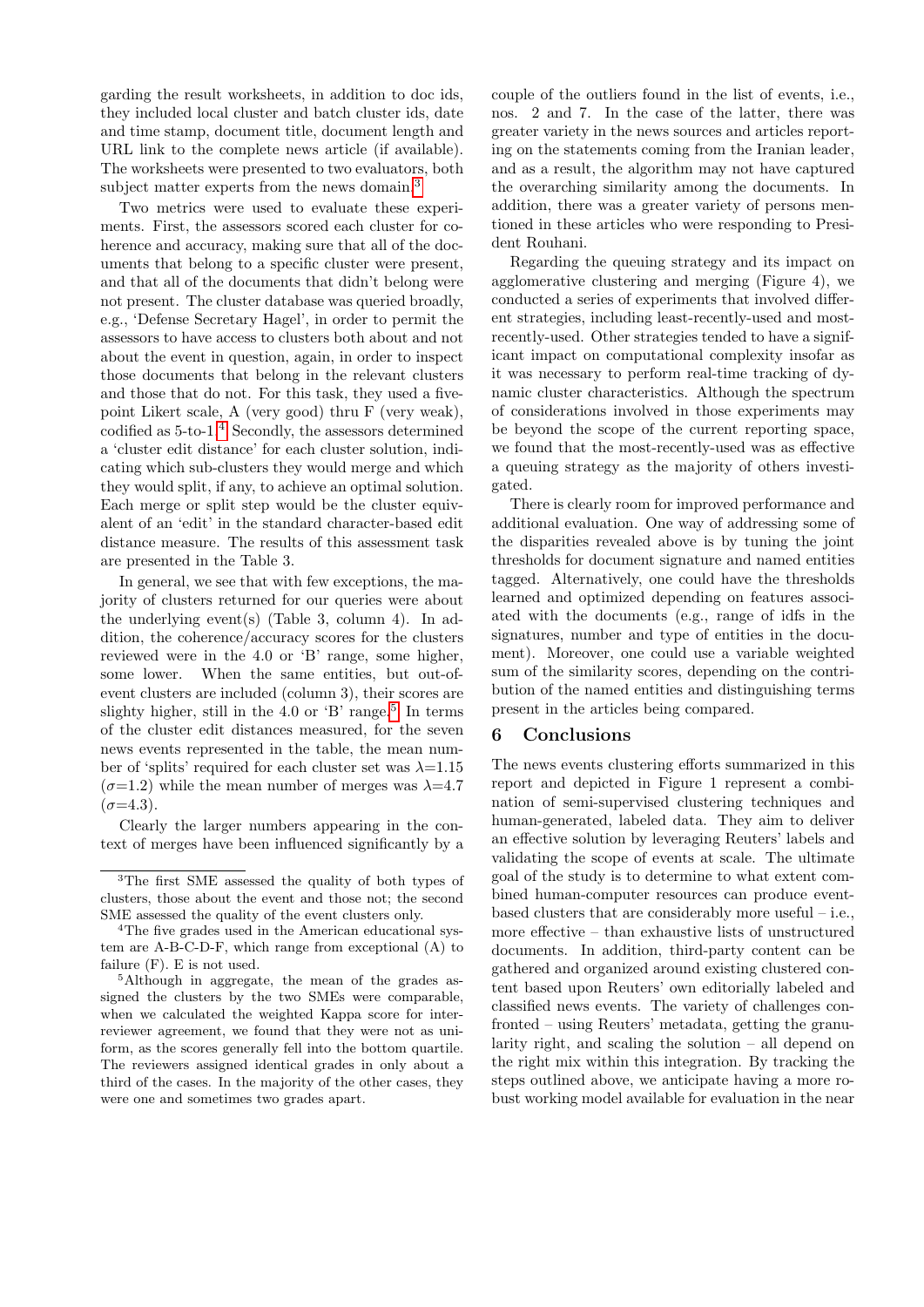garding the result worksheets, in addition to doc ids, they included local cluster and batch cluster ids, date and time stamp, document title, document length and URL link to the complete news article (if available). The worksheets were presented to two evaluators, both subject matter experts from the news domain.[3]

Two metrics were used to evaluate these experiments. First, the assessors scored each cluster for coherence and accuracy, making sure that all of the documents that belong to a specific cluster were present, and that all of the documents that didn't belong were not present. The cluster database was queried broadly, e.g., 'Defense Secretary Hagel', in order to permit the assessors to have access to clusters both about and not about the event in question, again, in order to inspect those documents that belong in the relevant clusters and those that do not. For this task, they used a five-point Likert scale, A (very good) thru F (very weak), codified as 5-to-1.[4] Secondly, the assessors determined a 'cluster edit distance' for each cluster solution, indicating which sub-clusters they would merge and which they would split, if any, to achieve an optimal solution. Each merge or split step would be the cluster equivalent of an 'edit' in the standard character-based edit distance measure. The results of this assessment task are presented in the Table 3.

In general, we see that with few exceptions, the majority of clusters returned for our queries were about the underlying event(s) (Table 3, column 4). In addition, the coherence/accuracy scores for the clusters reviewed were in the 4.0 or 'B' range, some higher, some lower. When the same entities, but out-of-event clusters are included (column 3), their scores are slighty higher, still in the 4.0 or 'B' range.[5] In terms of the cluster edit distances measured, for the seven news events represented in the table, the mean number of 'splits' required for each cluster set was $\lambda$=1.15 ($\sigma$=1.2) while the mean number of merges was $\lambda$=4.7 ($\sigma$=4.3).

Clearly the larger numbers appearing in the context of merges have been influenced significantly by a couple of the outliers found in the list of events, i.e., nos. 2 and 7. In the case of the latter, there was greater variety in the news sources and articles reporting on the statements coming from the Iranian leader, and as a result, the algorithm may not have captured the overarching similarity among the documents. In addition, there was a greater variety of persons mentioned in these articles who were responding to President Rouhani.

Regarding the queuing strategy and its impact on agglomerative clustering and merging (Figure 4), we conducted a series of experiments that involved different strategies, including least-recently-used and most-recently-used. Other strategies tended to have a significant impact on computational complexity insofar as it was necessary to perform real-time tracking of dynamic cluster characteristics. Although the spectrum of considerations involved in those experiments may be beyond the scope of the current reporting space, we found that the most-recently-used was as effective a queuing strategy as the majority of others investigated.

There is clearly room for improved performance and additional evaluation. One way of addressing some of the disparities revealed above is by tuning the joint thresholds for document signature and named entities tagged. Alternatively, one could have the thresholds learned and optimized depending on features associated with the documents (e.g., range of idfs in the signatures, number and type of entities in the document). Moreover, one could use a variable weighted sum of the similarity scores, depending on the contribution of the named entities and distinguishing terms present in the articles being compared.

## 6 Conclusions

The news events clustering efforts summarized in this report and depicted in Figure 1 represent a combination of semi-supervised clustering techniques and human-generated, labeled data. They aim to deliver an effective solution by leveraging Reuters' labels and validating the scope of events at scale. The ultimate goal of the study is to determine to what extent combined human-computer resources can produce event-based clusters that are considerably more useful – i.e., more effective – than exhaustive lists of unstructured documents. In addition, third-party content can be gathered and organized around existing clustered content based upon Reuters' own editorially labeled and classified news events. The variety of challenges confronted – using Reuters' metadata, getting the granularity right, and scaling the solution – all depend on the right mix within this integration. By tracking the steps outlined above, we anticipate having a more robust working model available for evaluation in the near

---

[3] The first SME assessed the quality of both types of clusters, those about the event and those not; the second SME assessed the quality of the event clusters only.

[4] The five grades used in the American educational system are A-B-C-D-F, which range from exceptional (A) to failure (F). E is not used.

[5] Although in aggregate, the mean of the grades assigned the clusters by the two SMEs were comparable, when we calculated the weighted Kappa score for inter-reviewer agreement, we found that they were not as uniform, as the scores generally fell into the bottom quartile. The reviewers assigned identical grades in only about a third of the cases. In the majority of the other cases, they were one and sometimes two grades apart.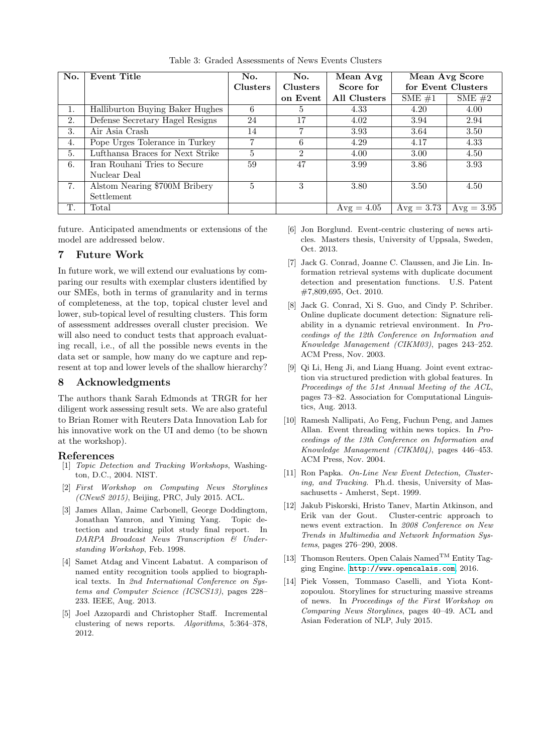Table 3: Graded Assessments of News Events Clusters

| No. | Event Title | No. Clusters | No. Clusters on Event | Mean Avg Score for All Clusters | Mean Avg Score for Event Clusters | |
|---|---|---|---|---|---|---|
| | | | | | SME #1 | SME #2 |
| 1. | Halliburton Buying Baker Hughes | 6 | 5 | 4.33 | 4.20 | 4.00 |
| 2. | Defense Secretary Hagel Resigns | 24 | 17 | 4.02 | 3.94 | 2.94 |
| 3. | Air Asia Crash | 14 | 7 | 3.93 | 3.64 | 3.50 |
| 4. | Pope Urges Tolerance in Turkey | 7 | 6 | 4.29 | 4.17 | 4.33 |
| 5. | Lufthansa Braces for Next Strike | 5 | 2 | 4.00 | 3.00 | 4.50 |
| 6. | Iran Rouhani Tries to Secure Nuclear Deal | 59 | 47 | 3.99 | 3.86 | 3.93 |
| 7. | Alstom Nearing $700M Bribery Settlement | 5 | 3 | 3.80 | 3.50 | 4.50 |
| T. | Total | | | Avg = 4.05 | Avg = 3.73 | Avg = 3.95 |

future. Anticipated amendments or extensions of the model are addressed below.

## 7 Future Work

In future work, we will extend our evaluations by comparing our results with exemplar clusters identified by our SMEs, both in terms of granularity and in terms of completeness, at the top, topical cluster level and lower, sub-topical level of resulting clusters. This form of assessment addresses overall cluster precision. We will also need to conduct tests that approach evaluating recall, i.e., of all the possible news events in the data set or sample, how many do we capture and represent at top and lower levels of the shallow hierarchy?

## 8 Acknowledgments

The authors thank Sarah Edmonds at TRGR for her diligent work assessing result sets. We are also grateful to Brian Romer with Reuters Data Innovation Lab for his innovative work on the UI and demo (to be shown at the workshop).

## References

[1] *Topic Detection and Tracking Workshops*, Washington, D.C., 2004. NIST.

[2] *First Workshop on Computing News Storylines (CNewS 2015)*, Beijing, PRC, July 2015. ACL.

[3] James Allan, Jaime Carbonell, George Doddingtom, Jonathan Yamron, and Yiming Yang. Topic detection and tracking pilot study final report. In *DARPA Broadcast News Transcription & Understanding Workshop*, Feb. 1998.

[4] Samet Atdag and Vincent Labatut. A comparison of named entity recognition tools applied to biographical texts. In *2nd International Conference on Systems and Computer Science (ICSCS13)*, pages 228–233. IEEE, Aug. 2013.

[5] Joel Azzopardi and Christopher Staff. Incremental clustering of news reports. *Algorithms*, 5:364–378, 2012.

[6] Jon Borglund. Event-centric clustering of news articles. Masters thesis, University of Uppsala, Sweden, Oct. 2013.

[7] Jack G. Conrad, Joanne C. Claussen, and Jie Lin. Information retrieval systems with duplicate document detection and presentation functions. U.S. Patent #7,809,695, Oct. 2010.

[8] Jack G. Conrad, Xi S. Guo, and Cindy P. Schriber. Online duplicate document detection: Signature reliability in a dynamic retrieval environment. In *Proceedings of the 12th Conference on Information and Knowledge Management (CIKM03)*, pages 243–252. ACM Press, Nov. 2003.

[9] Qi Li, Heng Ji, and Liang Huang. Joint event extraction via structured prediction with global features. In *Proceedings of the 51st Annual Meeting of the ACL*, pages 73–82. Association for Computational Linguistics, Aug. 2013.

[10] Ramesh Nallipati, Ao Feng, Fuchun Peng, and James Allan. Event threading within news topics. In *Proceedings of the 13th Conference on Information and Knowledge Management (CIKM04)*, pages 446–453. ACM Press, Nov. 2004.

[11] Ron Papka. *On-Line New Event Detection, Clustering, and Tracking*. Ph.d. thesis, University of Massachusetts - Amherst, Sept. 1999.

[12] Jakub Piskorski, Hristo Tanev, Martin Atkinson, and Erik van der Gout. Cluster-centric approach to news event extraction. In *2008 Conference on New Trends in Multimedia and Network Information Systems*, pages 276–290, 2008.

[13] Thomson Reuters. Open Calais Named™ Entity Tagging Engine. http://www.opencalais.com, 2016.

[14] Piek Vossen, Tommaso Caselli, and Yiota Kontzopoulou. Storylines for structuring massive streams of news. In *Proceedings of the First Workshop on Comparing News Storylines*, pages 40–49. ACL and Asian Federation of NLP, July 2015.